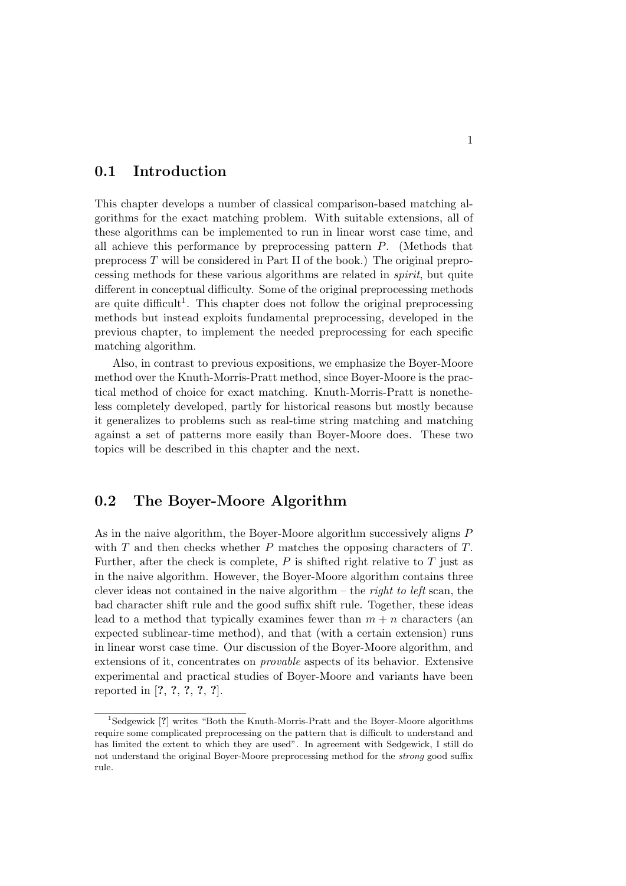## 0.1 Introduction

This chapter develops a number of classical comparison-based matching algorithms for the exact matching problem. With suitable extensions, all of these algorithms can be implemented to run in linear worst case time, and all achieve this performance by preprocessing pattern $P$. (Methods that preprocess $T$ will be considered in Part II of the book.) The original preprocessing methods for these various algorithms are related in *spirit*, but quite different in conceptual difficulty. Some of the original preprocessing methods are quite difficult[1]. This chapter does not follow the original preprocessing methods but instead exploits fundamental preprocessing, developed in the previous chapter, to implement the needed preprocessing for each specific matching algorithm.

Also, in contrast to previous expositions, we emphasize the Boyer-Moore method over the Knuth-Morris-Pratt method, since Boyer-Moore is the practical method of choice for exact matching. Knuth-Morris-Pratt is nonetheless completely developed, partly for historical reasons but mostly because it generalizes to problems such as real-time string matching and matching against a set of patterns more easily than Boyer-Moore does. These two topics will be described in this chapter and the next.

## 0.2 The Boyer-Moore Algorithm

As in the naive algorithm, the Boyer-Moore algorithm successively aligns $P$ with $T$ and then checks whether $P$ matches the opposing characters of $T$. Further, after the check is complete, $P$ is shifted right relative to $T$ just as in the naive algorithm. However, the Boyer-Moore algorithm contains three clever ideas not contained in the naive algorithm – the *right to left* scan, the bad character shift rule and the good suffix shift rule. Together, these ideas lead to a method that typically examines fewer than $m + n$ characters (an expected sublinear-time method), and that (with a certain extension) runs in linear worst case time. Our discussion of the Boyer-Moore algorithm, and extensions of it, concentrates on *provable* aspects of its behavior. Extensive experimental and practical studies of Boyer-Moore and variants have been reported in [**?**, **?**, **?**, **?**, **?**].

[1]Sedgewick [**?**] writes "Both the Knuth-Morris-Pratt and the Boyer-Moore algorithms require some complicated preprocessing on the pattern that is difficult to understand and has limited the extent to which they are used". In agreement with Sedgewick, I still do not understand the original Boyer-Moore preprocessing method for the *strong* good suffix rule.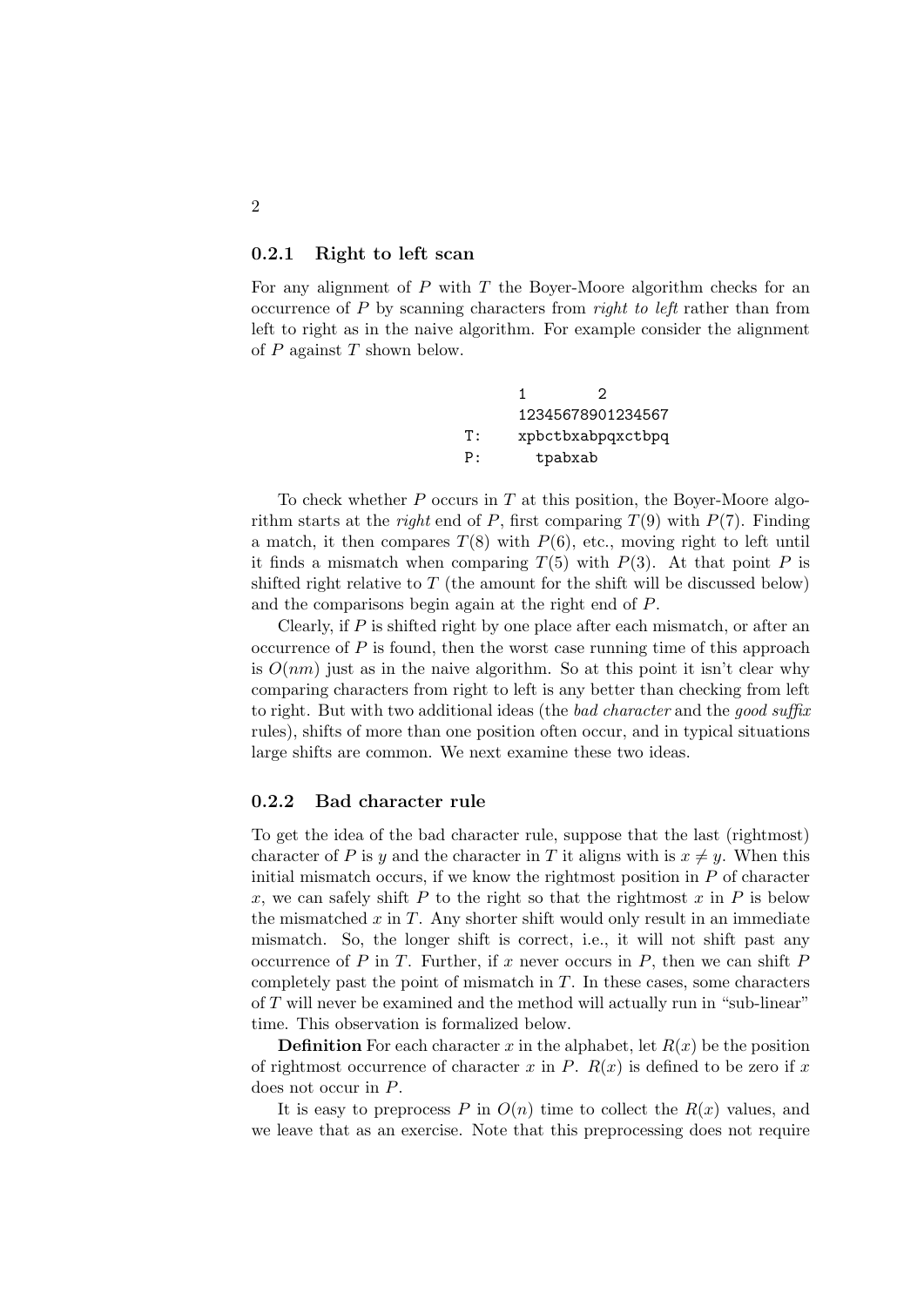### 0.2.1 Right to left scan

For any alignment of $P$ with $T$ the Boyer-Moore algorithm checks for an occurrence of $P$ by scanning characters from *right to left* rather than from left to right as in the naive algorithm. For example consider the alignment of $P$ against $T$ shown below.

```
        1         2
        12345678901234567
T:      xpbctbxabpqxctbpq
P:        tpabxab
```

To check whether $P$ occurs in $T$ at this position, the Boyer-Moore algorithm starts at the *right* end of $P$, first comparing $T(9)$ with $P(7)$. Finding a match, it then compares $T(8)$ with $P(6)$, etc., moving right to left until it finds a mismatch when comparing $T(5)$ with $P(3)$. At that point $P$ is shifted right relative to $T$ (the amount for the shift will be discussed below) and the comparisons begin again at the right end of $P$.

Clearly, if $P$ is shifted right by one place after each mismatch, or after an occurrence of $P$ is found, then the worst case running time of this approach is $O(nm)$ just as in the naive algorithm. So at this point it isn't clear why comparing characters from right to left is any better than checking from left to right. But with two additional ideas (the *bad character* and the *good suffix* rules), shifts of more than one position often occur, and in typical situations large shifts are common. We next examine these two ideas.

### 0.2.2 Bad character rule

To get the idea of the bad character rule, suppose that the last (rightmost) character of $P$ is $y$ and the character in $T$ it aligns with is $x \neq y$. When this initial mismatch occurs, if we know the rightmost position in $P$ of character $x$, we can safely shift $P$ to the right so that the rightmost $x$ in $P$ is below the mismatched $x$ in $T$. Any shorter shift would only result in an immediate mismatch. So, the longer shift is correct, i.e., it will not shift past any occurrence of $P$ in $T$. Further, if $x$ never occurs in $P$, then we can shift $P$ completely past the point of mismatch in $T$. In these cases, some characters of $T$ will never be examined and the method will actually run in "sub-linear" time. This observation is formalized below.

**Definition** For each character $x$ in the alphabet, let $R(x)$ be the position of rightmost occurrence of character $x$ in $P$. $R(x)$ is defined to be zero if $x$ does not occur in $P$.

It is easy to preprocess $P$ in $O(n)$ time to collect the $R(x)$ values, and we leave that as an exercise. Note that this preprocessing does not require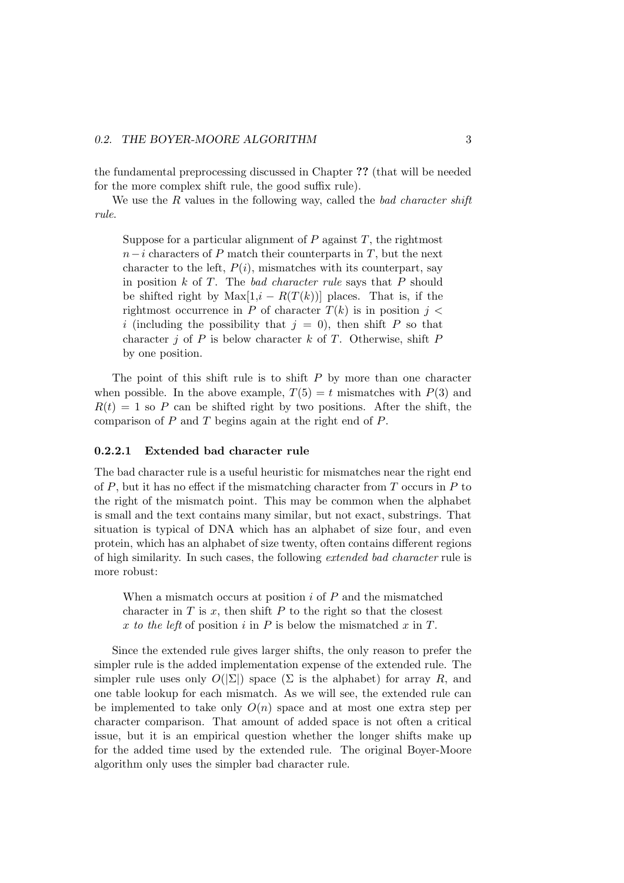the fundamental preprocessing discussed in Chapter **??** (that will be needed for the more complex shift rule, the good suffix rule).

We use the $R$ values in the following way, called the *bad character shift rule*.

> Suppose for a particular alignment of $P$ against $T$, the rightmost $n-i$ characters of $P$ match their counterparts in $T$, but the next character to the left, $P(i)$, mismatches with its counterpart, say in position $k$ of $T$. The *bad character rule* says that $P$ should be shifted right by $\text{Max}[1, i - R(T(k))]$ places. That is, if the rightmost occurrence in $P$ of character $T(k)$ is in position $j < i$ (including the possibility that $j = 0$), then shift $P$ so that character $j$ of $P$ is below character $k$ of $T$. Otherwise, shift $P$ by one position.

The point of this shift rule is to shift $P$ by more than one character when possible. In the above example, $T(5) = t$ mismatches with $P(3)$ and $R(t) = 1$ so $P$ can be shifted right by two positions. After the shift, the comparison of $P$ and $T$ begins again at the right end of $P$.

#### 0.2.2.1 Extended bad character rule

The bad character rule is a useful heuristic for mismatches near the right end of $P$, but it has no effect if the mismatching character from $T$ occurs in $P$ to the right of the mismatch point. This may be common when the alphabet is small and the text contains many similar, but not exact, substrings. That situation is typical of DNA which has an alphabet of size four, and even protein, which has an alphabet of size twenty, often contains different regions of high similarity. In such cases, the following *extended bad character* rule is more robust:

> When a mismatch occurs at position $i$ of $P$ and the mismatched character in $T$ is $x$, then shift $P$ to the right so that the closest $x$ *to the left* of position $i$ in $P$ is below the mismatched $x$ in $T$.

Since the extended rule gives larger shifts, the only reason to prefer the simpler rule is the added implementation expense of the extended rule. The simpler rule uses only $O(|\Sigma|)$ space ($\Sigma$ is the alphabet) for array $R$, and one table lookup for each mismatch. As we will see, the extended rule can be implemented to take only $O(n)$ space and at most one extra step per character comparison. That amount of added space is not often a critical issue, but it is an empirical question whether the longer shifts make up for the added time used by the extended rule. The original Boyer-Moore algorithm only uses the simpler bad character rule.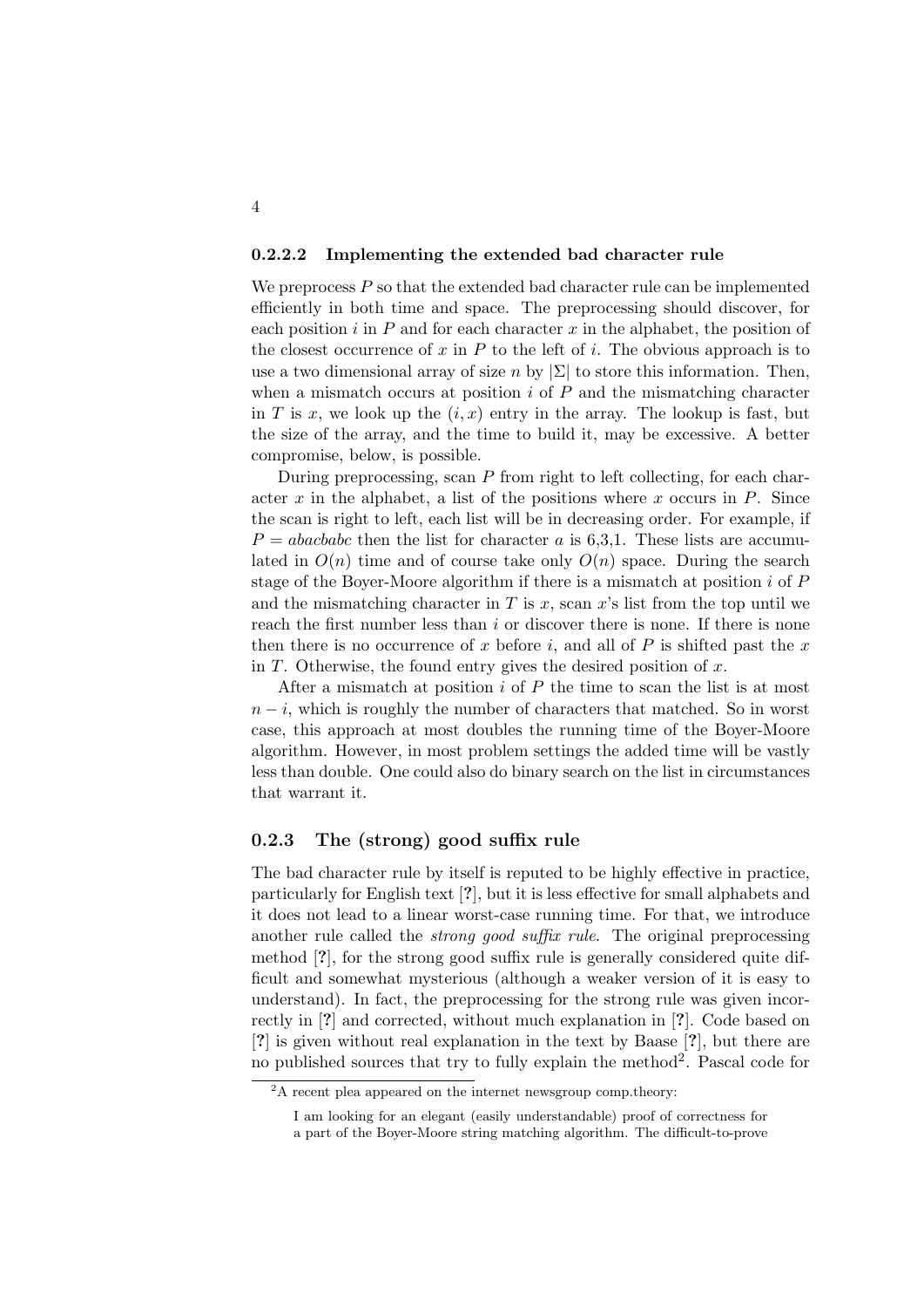#### 0.2.2.2 Implementing the extended bad character rule

We preprocess $P$ so that the extended bad character rule can be implemented efficiently in both time and space. The preprocessing should discover, for each position $i$ in $P$ and for each character $x$ in the alphabet, the position of the closest occurrence of $x$ in $P$ to the left of $i$. The obvious approach is to use a two dimensional array of size $n$ by $|\Sigma|$ to store this information. Then, when a mismatch occurs at position $i$ of $P$ and the mismatching character in $T$ is $x$, we look up the $(i, x)$ entry in the array. The lookup is fast, but the size of the array, and the time to build it, may be excessive. A better compromise, below, is possible.

During preprocessing, scan $P$ from right to left collecting, for each character $x$ in the alphabet, a list of the positions where $x$ occurs in $P$. Since the scan is right to left, each list will be in decreasing order. For example, if $P = abacbabc$ then the list for character $a$ is 6,3,1. These lists are accumulated in $O(n)$ time and of course take only $O(n)$ space. During the search stage of the Boyer-Moore algorithm if there is a mismatch at position $i$ of $P$ and the mismatching character in $T$ is $x$, scan $x$'s list from the top until we reach the first number less than $i$ or discover there is none. If there is none then there is no occurrence of $x$ before $i$, and all of $P$ is shifted past the $x$ in $T$. Otherwise, the found entry gives the desired position of $x$.

After a mismatch at position $i$ of $P$ the time to scan the list is at most $n - i$, which is roughly the number of characters that matched. So in worst case, this approach at most doubles the running time of the Boyer-Moore algorithm. However, in most problem settings the added time will be vastly less than double. One could also do binary search on the list in circumstances that warrant it.

### 0.2.3 The (strong) good suffix rule

The bad character rule by itself is reputed to be highly effective in practice, particularly for English text [**?**], but it is less effective for small alphabets and it does not lead to a linear worst-case running time. For that, we introduce another rule called the *strong good suffix rule*. The original preprocessing method [**?**], for the strong good suffix rule is generally considered quite difficult and somewhat mysterious (although a weaker version of it is easy to understand). In fact, the preprocessing for the strong rule was given incorrectly in [**?**] and corrected, without much explanation in [**?**]. Code based on [**?**] is given without real explanation in the text by Baase [**?**], but there are no published sources that try to fully explain the method[2]. Pascal code for

[2]A recent plea appeared on the internet newsgroup comp.theory:

> I am looking for an elegant (easily understandable) proof of correctness for a part of the Boyer-Moore string matching algorithm. The difficult-to-prove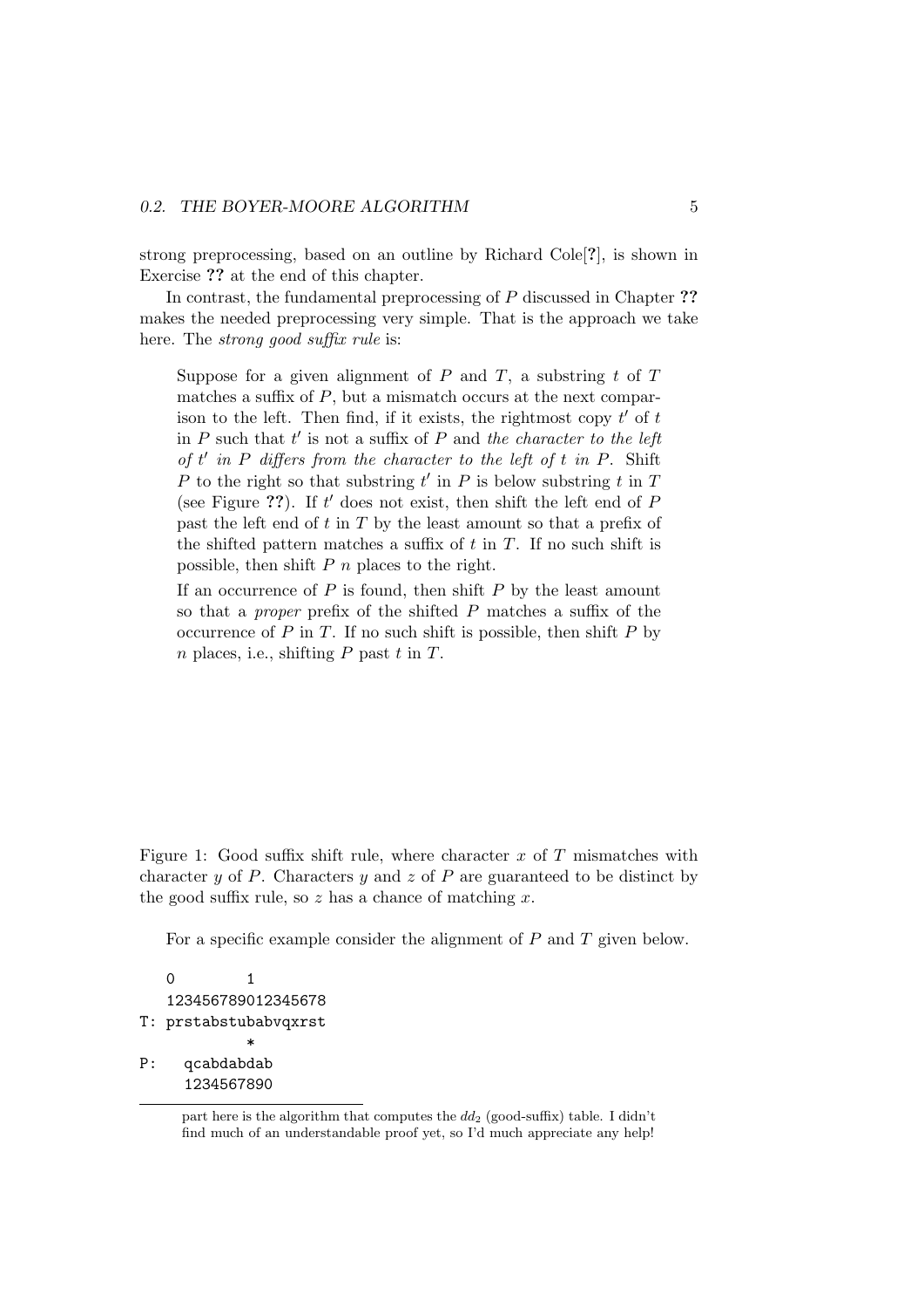strong preprocessing, based on an outline by Richard Cole[?], is shown in Exercise **??** at the end of this chapter.

In contrast, the fundamental preprocessing of $P$ discussed in Chapter **??** makes the needed preprocessing very simple. That is the approach we take here. The *strong good suffix rule* is:

> Suppose for a given alignment of $P$ and $T$, a substring $t$ of $T$ matches a suffix of $P$, but a mismatch occurs at the next comparison to the left. Then find, if it exists, the rightmost copy $t'$ of $t$ in $P$ such that $t'$ is not a suffix of $P$ and *the character to the left of $t'$ in $P$ differs from the character to the left of $t$ in $P$*. Shift $P$ to the right so that substring $t'$ in $P$ is below substring $t$ in $T$ (see Figure **??**). If $t'$ does not exist, then shift the left end of $P$ past the left end of $t$ in $T$ by the least amount so that a prefix of the shifted pattern matches a suffix of $t$ in $T$. If no such shift is possible, then shift $P$ $n$ places to the right.
>
> If an occurrence of $P$ is found, then shift $P$ by the least amount so that a *proper* prefix of the shifted $P$ matches a suffix of the occurrence of $P$ in $T$. If no such shift is possible, then shift $P$ by $n$ places, i.e., shifting $P$ past $t$ in $T$.

Figure 1: Good suffix shift rule, where character $x$ of $T$ mismatches with character $y$ of $P$. Characters $y$ and $z$ of $P$ are guaranteed to be distinct by the good suffix rule, so $z$ has a chance of matching $x$.

For a specific example consider the alignment of $P$ and $T$ given below.

```
   0         1
   123456789012345678
T: prstabstubabvqxrst
             *
P:   qcabdabdab
     1234567890
```

---

part here is the algorithm that computes the $dd_2$ (good-suffix) table. I didn't find much of an understandable proof yet, so I'd much appreciate any help!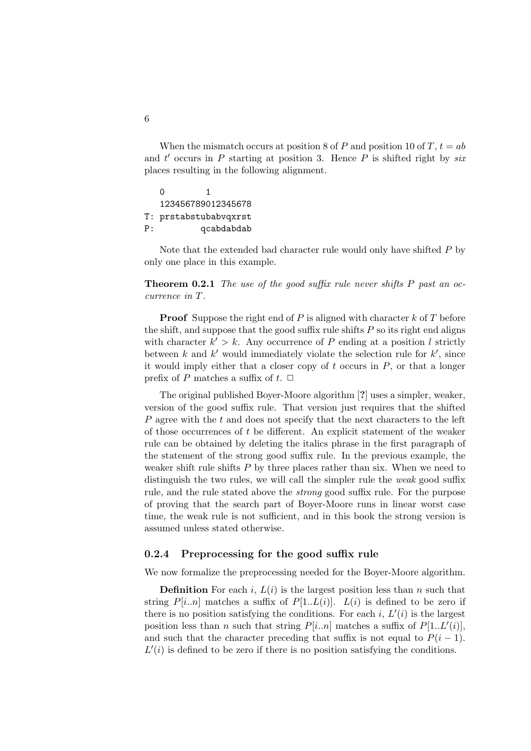When the mismatch occurs at position 8 of $P$ and position 10 of $T$, $t = ab$ and $t'$ occurs in $P$ starting at position 3. Hence $P$ is shifted right by *six* places resulting in the following alignment.

```
   0         1
   123456789012345678
T: prstabstubabvqxrst
P:          qcabdabdab
```

Note that the extended bad character rule would only have shifted $P$ by only one place in this example.

**Theorem 0.2.1** *The use of the good suffix rule never shifts $P$ past an occurrence in $T$.*

**Proof** Suppose the right end of $P$ is aligned with character $k$ of $T$ before the shift, and suppose that the good suffix rule shifts $P$ so its right end aligns with character $k' > k$. Any occurrence of $P$ ending at a position $l$ strictly between $k$ and $k'$ would immediately violate the selection rule for $k'$, since it would imply either that a closer copy of $t$ occurs in $P$, or that a longer prefix of $P$ matches a suffix of $t$. □

The original published Boyer-Moore algorithm [**?**] uses a simpler, weaker, version of the good suffix rule. That version just requires that the shifted $P$ agree with the $t$ and does not specify that the next characters to the left of those occurrences of $t$ be different. An explicit statement of the weaker rule can be obtained by deleting the italics phrase in the first paragraph of the statement of the strong good suffix rule. In the previous example, the weaker shift rule shifts $P$ by three places rather than six. When we need to distinguish the two rules, we will call the simpler rule the *weak* good suffix rule, and the rule stated above the *strong* good suffix rule. For the purpose of proving that the search part of Boyer-Moore runs in linear worst case time, the weak rule is not sufficient, and in this book the strong version is assumed unless stated otherwise.

### 0.2.4 Preprocessing for the good suffix rule

We now formalize the preprocessing needed for the Boyer-Moore algorithm.

**Definition** For each $i$, $L(i)$ is the largest position less than $n$ such that string $P[i..n]$ matches a suffix of $P[1..L(i)]$. $L(i)$ is defined to be zero if there is no position satisfying the conditions. For each $i$, $L'(i)$ is the largest position less than $n$ such that string $P[i..n]$ matches a suffix of $P[1..L'(i)]$, and such that the character preceding that suffix is not equal to $P(i-1)$. $L'(i)$ is defined to be zero if there is no position satisfying the conditions.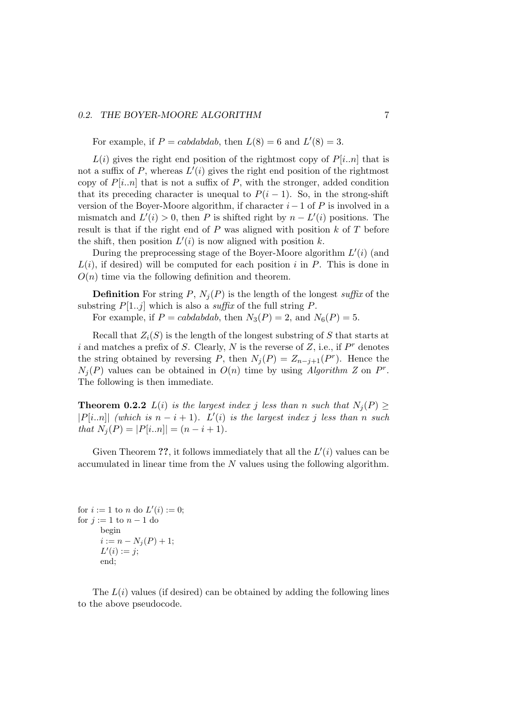For example, if $P = cabdabdab$, then $L(8) = 6$ and $L'(8) = 3$.

$L(i)$ gives the right end position of the rightmost copy of $P[i..n]$ that is not a suffix of $P$, whereas $L'(i)$ gives the right end position of the rightmost copy of $P[i..n]$ that is not a suffix of $P$, with the stronger, added condition that its preceding character is unequal to $P(i-1)$. So, in the strong-shift version of the Boyer-Moore algorithm, if character $i-1$ of $P$ is involved in a mismatch and $L'(i) > 0$, then $P$ is shifted right by $n - L'(i)$ positions. The result is that if the right end of $P$ was aligned with position $k$ of $T$ before the shift, then position $L'(i)$ is now aligned with position $k$.

During the preprocessing stage of the Boyer-Moore algorithm $L'(i)$ (and $L(i)$, if desired) will be computed for each position $i$ in $P$. This is done in $O(n)$ time via the following definition and theorem.

**Definition** For string $P$, $N_j(P)$ is the length of the longest *suffix* of the substring $P[1..j]$ which is also a *suffix* of the full string $P$.

For example, if $P = cabdabdab$, then $N_3(P) = 2$, and $N_6(P) = 5$.

Recall that $Z_i(S)$ is the length of the longest substring of $S$ that starts at $i$ and matches a prefix of $S$. Clearly, $N$ is the reverse of $Z$, i.e., if $P^r$ denotes the string obtained by reversing $P$, then $N_j(P) = Z_{n-j+1}(P^r)$. Hence the $N_j(P)$ values can be obtained in $O(n)$ time by using *Algorithm Z* on $P^r$. The following is then immediate.

**Theorem 0.2.2** *$L(i)$ is the largest index $j$ less than $n$ such that $N_j(P) \geq |P[i..n]|$ (which is $n - i + 1$). $L'(i)$ is the largest index $j$ less than $n$ such that $N_j(P) = |P[i..n]| = (n - i + 1)$.*

Given Theorem **??**, it follows immediately that all the $L'(i)$ values can be accumulated in linear time from the $N$ values using the following algorithm.

```
for i := 1 to n do L'(i) := 0;
for j := 1 to n − 1 do
      begin
      i := n − N_j(P) + 1;
      L'(i) := j;
      end;
```

The $L(i)$ values (if desired) can be obtained by adding the following lines to the above pseudocode.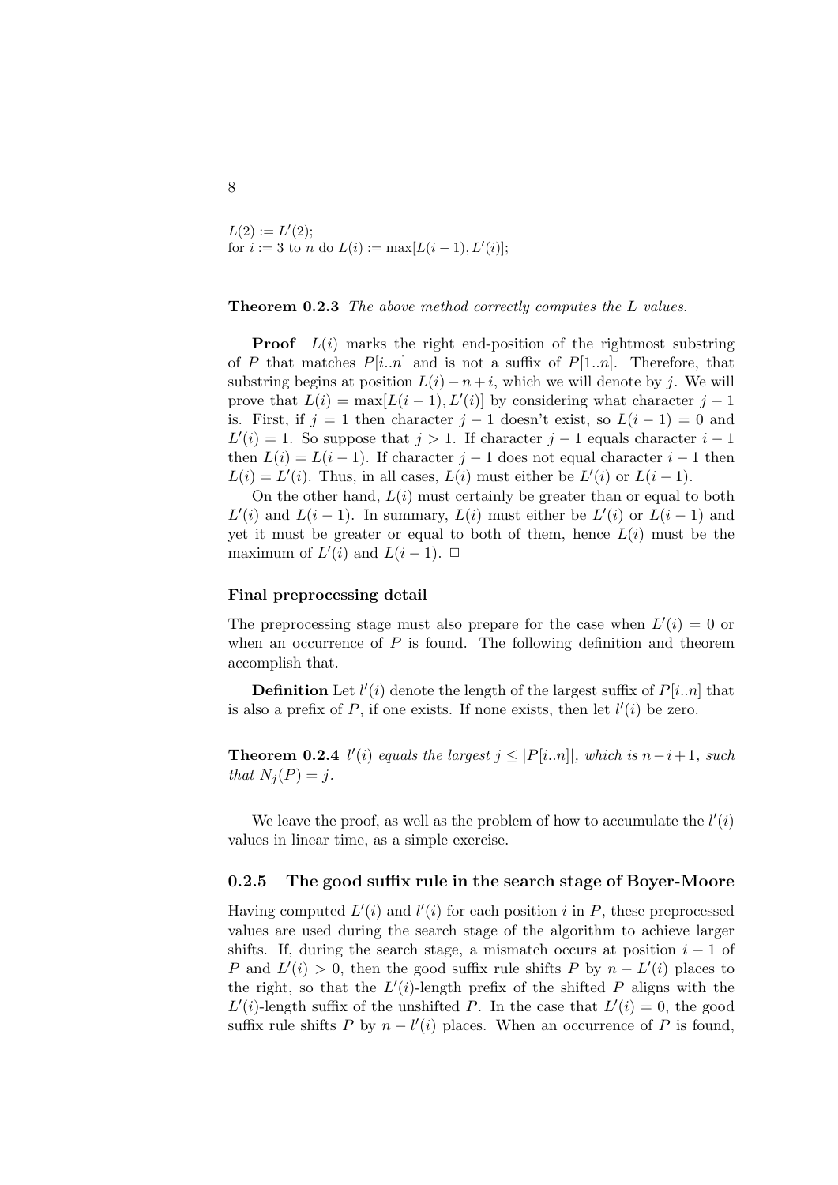$L(2) := L'(2)$;
for $i := 3$ to $n$ do $L(i) := \max[L(i-1), L'(i)]$;

**Theorem 0.2.3** *The above method correctly computes the $L$ values.*

**Proof** $L(i)$ marks the right end-position of the rightmost substring of $P$ that matches $P[i..n]$ and is not a suffix of $P[1..n]$. Therefore, that substring begins at position $L(i) - n + i$, which we will denote by $j$. We will prove that $L(i) = \max[L(i-1), L'(i)]$ by considering what character $j-1$ is. First, if $j = 1$ then character $j-1$ doesn't exist, so $L(i-1) = 0$ and $L'(i) = 1$. So suppose that $j > 1$. If character $j-1$ equals character $i-1$ then $L(i) = L(i-1)$. If character $j-1$ does not equal character $i-1$ then $L(i) = L'(i)$. Thus, in all cases, $L(i)$ must either be $L'(i)$ or $L(i-1)$.

On the other hand, $L(i)$ must certainly be greater than or equal to both $L'(i)$ and $L(i-1)$. In summary, $L(i)$ must either be $L'(i)$ or $L(i-1)$ and yet it must be greater or equal to both of them, hence $L(i)$ must be the maximum of $L'(i)$ and $L(i-1)$. □

#### Final preprocessing detail

The preprocessing stage must also prepare for the case when $L'(i) = 0$ or when an occurrence of $P$ is found. The following definition and theorem accomplish that.

**Definition** Let $l'(i)$ denote the length of the largest suffix of $P[i..n]$ that is also a prefix of $P$, if one exists. If none exists, then let $l'(i)$ be zero.

**Theorem 0.2.4** *$l'(i)$ equals the largest $j \leq |P[i..n]|$, which is $n-i+1$, such that $N_j(P) = j$.*

We leave the proof, as well as the problem of how to accumulate the $l'(i)$ values in linear time, as a simple exercise.

### 0.2.5 The good suffix rule in the search stage of Boyer-Moore

Having computed $L'(i)$ and $l'(i)$ for each position $i$ in $P$, these preprocessed values are used during the search stage of the algorithm to achieve larger shifts. If, during the search stage, a mismatch occurs at position $i-1$ of $P$ and $L'(i) > 0$, then the good suffix rule shifts $P$ by $n - L'(i)$ places to the right, so that the $L'(i)$-length prefix of the shifted $P$ aligns with the $L'(i)$-length suffix of the unshifted $P$. In the case that $L'(i) = 0$, the good suffix rule shifts $P$ by $n - l'(i)$ places. When an occurrence of $P$ is found,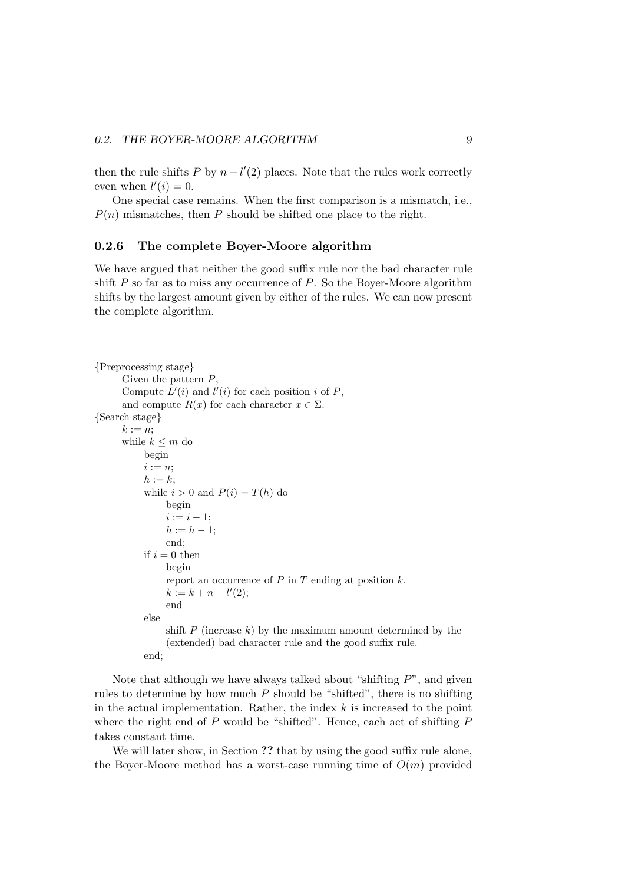then the rule shifts $P$ by $n - l'(2)$ places. Note that the rules work correctly even when $l'(i) = 0$.

One special case remains. When the first comparison is a mismatch, i.e., $P(n)$ mismatches, then $P$ should be shifted one place to the right.

### 0.2.6 The complete Boyer-Moore algorithm

We have argued that neither the good suffix rule nor the bad character rule shift $P$ so far as to miss any occurrence of $P$. So the Boyer-Moore algorithm shifts by the largest amount given by either of the rules. We can now present the complete algorithm.

```
{Preprocessing stage}
    Given the pattern P,
    Compute L'(i) and l'(i) for each position i of P,
    and compute R(x) for each character x ∈ Σ.
{Search stage}
    k := n;
    while k ≤ m do
        begin
        i := n;
        h := k;
        while i > 0 and P(i) = T(h) do
            begin
            i := i − 1;
            h := h − 1;
            end;
        if i = 0 then
            begin
            report an occurrence of P in T ending at position k.
            k := k + n − l'(2);
            end
        else
            shift P (increase k) by the maximum amount determined by the
            (extended) bad character rule and the good suffix rule.
        end;
```

Note that although we have always talked about "shifting $P$", and given rules to determine by how much $P$ should be "shifted", there is no shifting in the actual implementation. Rather, the index $k$ is increased to the point where the right end of $P$ would be "shifted". Hence, each act of shifting $P$ takes constant time.

We will later show, in Section **??** that by using the good suffix rule alone, the Boyer-Moore method has a worst-case running time of $O(m)$ provided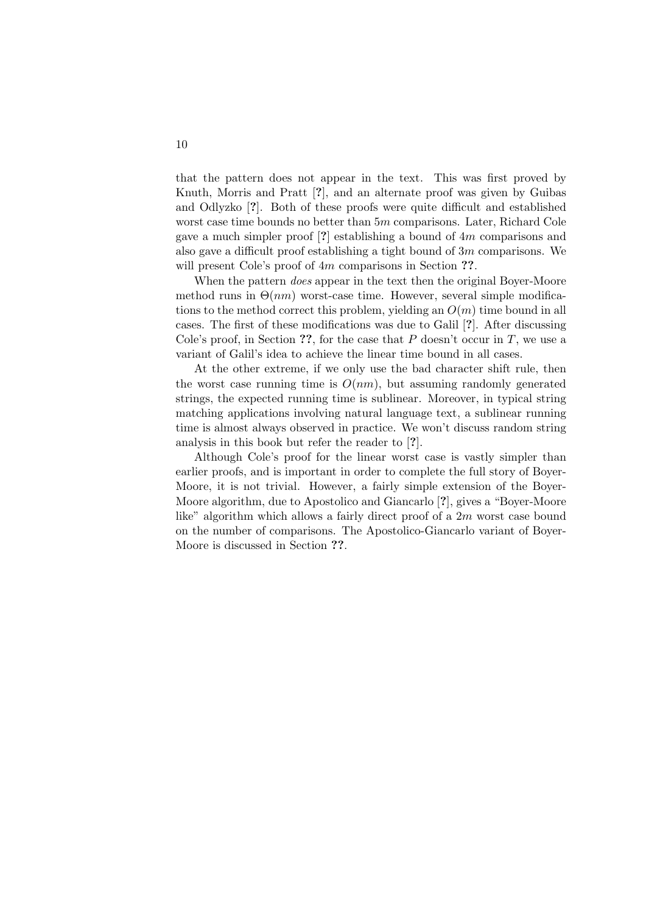that the pattern does not appear in the text. This was first proved by Knuth, Morris and Pratt [**?**], and an alternate proof was given by Guibas and Odlyzko [**?**]. Both of these proofs were quite difficult and established worst case time bounds no better than $5m$ comparisons. Later, Richard Cole gave a much simpler proof [**?**] establishing a bound of $4m$ comparisons and also gave a difficult proof establishing a tight bound of $3m$ comparisons. We will present Cole's proof of $4m$ comparisons in Section **??**.

When the pattern *does* appear in the text then the original Boyer-Moore method runs in $\Theta(nm)$ worst-case time. However, several simple modifications to the method correct this problem, yielding an $O(m)$ time bound in all cases. The first of these modifications was due to Galil [**?**]. After discussing Cole's proof, in Section **??**, for the case that $P$ doesn't occur in $T$, we use a variant of Galil's idea to achieve the linear time bound in all cases.

At the other extreme, if we only use the bad character shift rule, then the worst case running time is $O(nm)$, but assuming randomly generated strings, the expected running time is sublinear. Moreover, in typical string matching applications involving natural language text, a sublinear running time is almost always observed in practice. We won't discuss random string analysis in this book but refer the reader to [**?**].

Although Cole's proof for the linear worst case is vastly simpler than earlier proofs, and is important in order to complete the full story of Boyer-Moore, it is not trivial. However, a fairly simple extension of the Boyer-Moore algorithm, due to Apostolico and Giancarlo [**?**], gives a "Boyer-Moore like" algorithm which allows a fairly direct proof of a $2m$ worst case bound on the number of comparisons. The Apostolico-Giancarlo variant of Boyer-Moore is discussed in Section **??**.